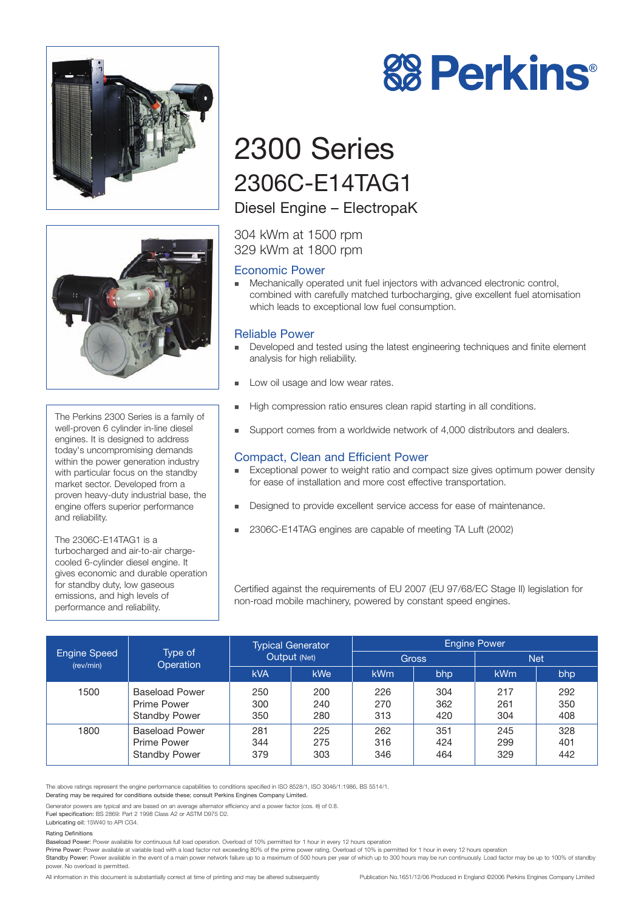# Perkins®

# 2300 Series

## 2306C-E14TAG1

### Diesel Engine – ElectropaK

304 kWm at 1500 rpm
329 kWm at 1800 rpm

The Perkins 2300 Series is a family of well-proven 6 cylinder in-line diesel engines. It is designed to address today's uncompromising demands within the power generation industry with particular focus on the standby market sector. Developed from a proven heavy-duty industrial base, the engine offers superior performance and reliability.

The 2306C-E14TAG1 is a turbocharged and air-to-air charge-cooled 6-cylinder diesel engine. It gives economic and durable operation for standby duty, low gaseous emissions, and high levels of performance and reliability.

### Economic Power

- Mechanically operated unit fuel injectors with advanced electronic control, combined with carefully matched turbocharging, give excellent fuel atomisation which leads to exceptional low fuel consumption.

### Reliable Power

- Developed and tested using the latest engineering techniques and finite element analysis for high reliability.
- Low oil usage and low wear rates.
- High compression ratio ensures clean rapid starting in all conditions.
- Support comes from a worldwide network of 4,000 distributors and dealers.

### Compact, Clean and Efficient Power

- Exceptional power to weight ratio and compact size gives optimum power density for ease of installation and more cost effective transportation.
- Designed to provide excellent service access for ease of maintenance.
- 2306C-E14TAG engines are capable of meeting TA Luft (2002)

Certified against the requirements of EU 2007 (EU 97/68/EC Stage II) legislation for non-road mobile machinery, powered by constant speed engines.

| Engine Speed (rev/min) | Type of Operation | Typical Generator Output (Net) | | Engine Power | | | |
|---|---|---|---|---|---|---|---|
| | | | | Gross | | Net | |
| | | kVA | kWe | kWm | bhp | kWm | bhp |
| 1500 | Baseload Power | 250 | 200 | 226 | 304 | 217 | 292 |
| | Prime Power | 300 | 240 | 270 | 362 | 261 | 350 |
| | Standby Power | 350 | 280 | 313 | 420 | 304 | 408 |
| 1800 | Baseload Power | 281 | 225 | 262 | 351 | 245 | 328 |
| | Prime Power | 344 | 275 | 316 | 424 | 299 | 401 |
| | Standby Power | 379 | 303 | 346 | 464 | 329 | 442 |

The above ratings represent the engine performance capabilities to conditions specified in ISO 8528/1, ISO 3046/1:1986, BS 5514/1.
Derating may be required for conditions outside these; consult Perkins Engines Company Limited.

Generator powers are typical and are based on an average alternator efficiency and a power factor (cos. θ) of 0.8.
Fuel specification: BS 2869: Part 2 1998 Class A2 or ASTM D975 D2.
Lubricating oil: 15W40 to API CG4.

Rating Definitions
Baseload Power: Power available for continuous full load operation. Overload of 10% permitted for 1 hour in every 12 hours operation
Prime Power: Power available at variable load with a load factor not exceeding 80% of the prime power rating. Overload of 10% is permitted for 1 hour in every 12 hours operation
Standby Power: Power available in the event of a main power network failure up to a maximum of 500 hours per year of which up to 300 hours may be run continuously. Load factor may be up to 100% of standby power. No overload is permitted.

All information in this document is substantially correct at time of printing and may be altered subsequently

Publication No.1651/12/06 Produced in England ©2006 Perkins Engines Company Limited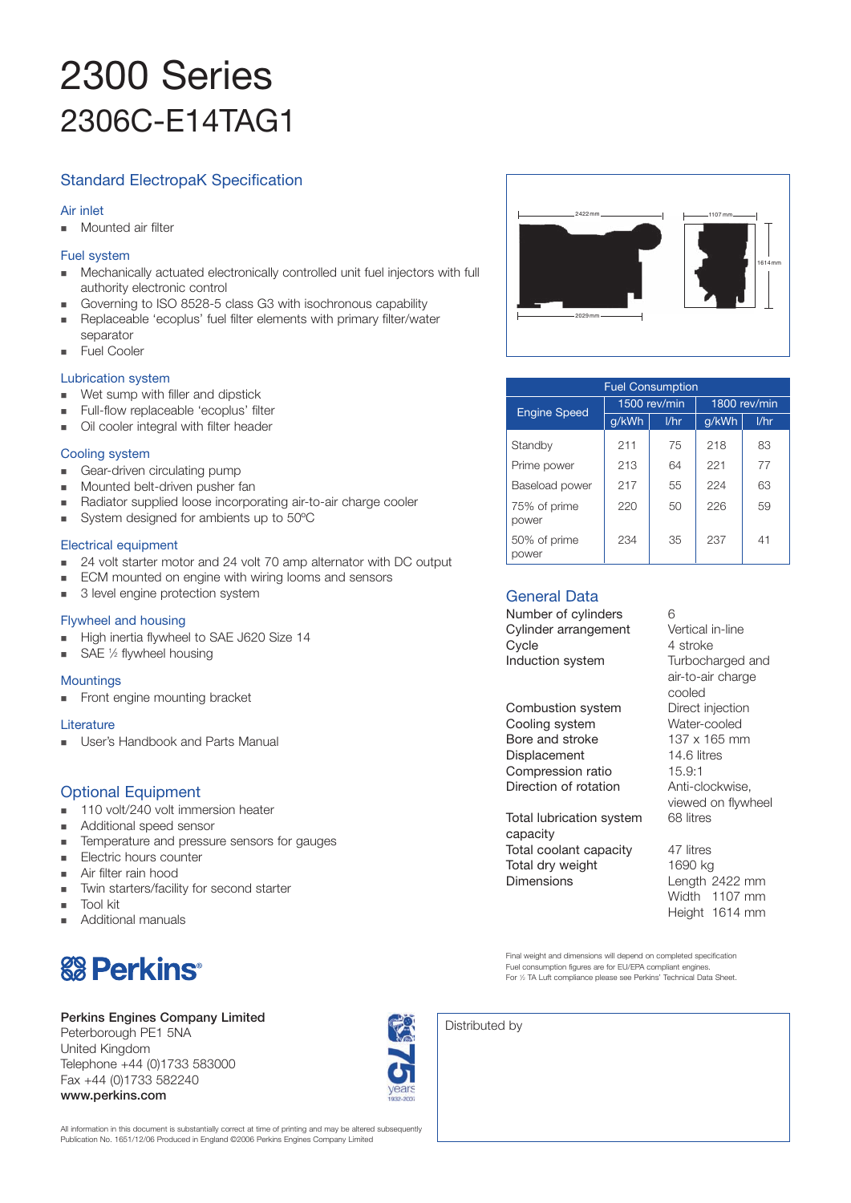# 2300 Series

## 2306C-E14TAG1

### Standard ElectropaK Specification

**Air inlet**
- Mounted air filter

**Fuel system**
- Mechanically actuated electronically controlled unit fuel injectors with full authority electronic control
- Governing to ISO 8528-5 class G3 with isochronous capability
- Replaceable 'ecoplus' fuel filter elements with primary filter/water separator
- Fuel Cooler

**Lubrication system**
- Wet sump with filler and dipstick
- Full-flow replaceable 'ecoplus' filter
- Oil cooler integral with filter header

**Cooling system**
- Gear-driven circulating pump
- Mounted belt-driven pusher fan
- Radiator supplied loose incorporating air-to-air charge cooler
- System designed for ambients up to 50ºC

**Electrical equipment**
- 24 volt starter motor and 24 volt 70 amp alternator with DC output
- ECM mounted on engine with wiring looms and sensors
- 3 level engine protection system

**Flywheel and housing**
- High inertia flywheel to SAE J620 Size 14
- SAE ½ flywheel housing

**Mountings**
- Front engine mounting bracket

**Literature**
- User's Handbook and Parts Manual

### Optional Equipment
- 110 volt/240 volt immersion heater
- Additional speed sensor
- Temperature and pressure sensors for gauges
- Electric hours counter
- Air filter rain hood
- Twin starters/facility for second starter
- Tool kit
- Additional manuals

2422 mm
1107 mm
1614 mm
2029 mm

| Fuel Consumption | | | | |
|---|---|---|---|---|
| Engine Speed | 1500 rev/min | | 1800 rev/min | |
| | g/kWh | l/hr | g/kWh | l/hr |
| Standby | 211 | 75 | 218 | 83 |
| Prime power | 213 | 64 | 221 | 77 |
| Baseload power | 217 | 55 | 224 | 63 |
| 75% of prime power | 220 | 50 | 226 | 59 |
| 50% of prime power | 234 | 35 | 237 | 41 |

### General Data

| | |
|---|---|
| Number of cylinders | 6 |
| Cylinder arrangement | Vertical in-line |
| Cycle | 4 stroke |
| Induction system | Turbocharged and air-to-air charge cooled |
| Combustion system | Direct injection |
| Cooling system | Water-cooled |
| Bore and stroke | 137 x 165 mm |
| Displacement | 14.6 litres |
| Compression ratio | 15.9:1 |
| Direction of rotation | Anti-clockwise, viewed on flywheel |
| Total lubrication system capacity | 68 litres |
| Total coolant capacity | 47 litres |
| Total dry weight | 1690 kg |
| Dimensions | Length 2422 mm<br>Width 1107 mm<br>Height 1614 mm |

Final weight and dimensions will depend on completed specification
Fuel consumption figures are for EU/EPA compliant engines.
For ½ TA Luft compliance please see Perkins' Technical Data Sheet.

**Perkins**

**Perkins Engines Company Limited**
Peterborough PE1 5NA
United Kingdom
Telephone +44 (0)1733 583000
Fax +44 (0)1733 582240
**www.perkins.com**

75 years 1932-2007

Distributed by

All information in this document is substantially correct at time of printing and may be altered subsequently
Publication No. 1651/12/06 Produced in England ©2006 Perkins Engines Company Limited